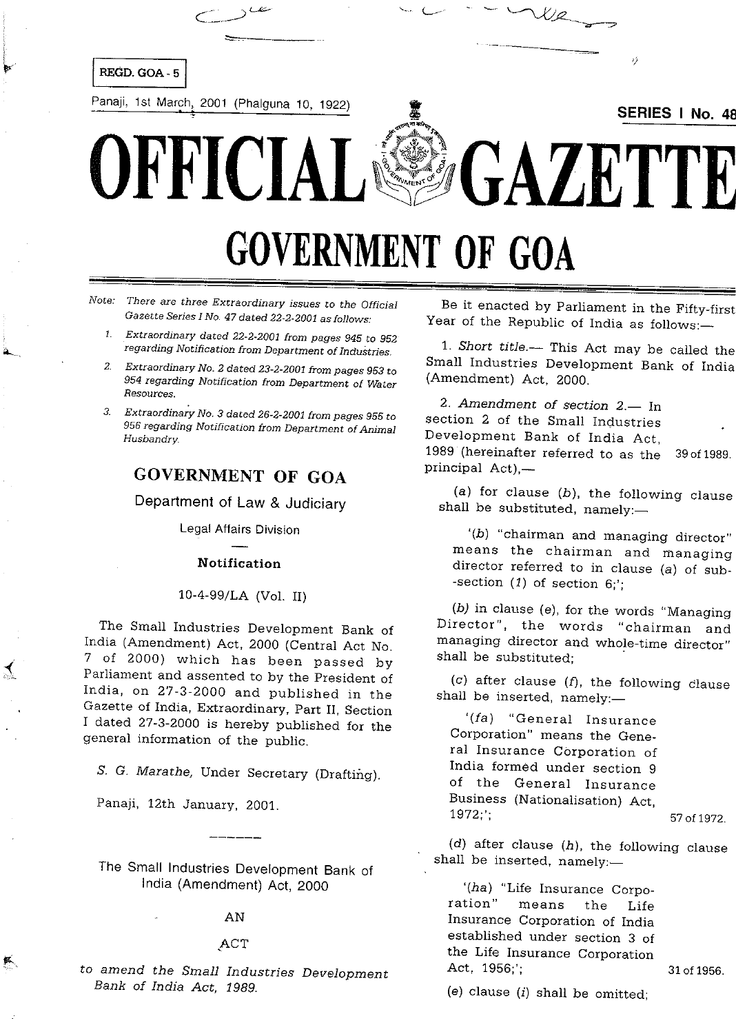REGD. GOA - 5

Panaji, 1st March, 2001 (Phalguna 10, 1922)

SERIES I No. 48

# OFFICIAL GAZETTE

# GOVERNMENT OF GOA

*Note: There are three Extraordinary issues to the Official Gazette Series I No. 47 dated 22-2-2001 as follows:*

1. *Extraordinary dated 22-2-2001 from pages 945 to 952 regarding Notification from Department of Industries.*
2. *Extraordinary No. 2 dated 23-2-2001 from pages 953 to 954 regarding Notification from Department of Water Resources.*
3. *Extraordinary No. 3 dated 26-2-2001 from pages 955 to 956 regarding Notification from Department of Animal Husbandry.*

## GOVERNMENT OF GOA

### Department of Law & Judiciary

Legal Affairs Division

**Notification**

10-4-99/LA (Vol. II)

The Small Industries Development Bank of India (Amendment) Act, 2000 (Central Act No. 7 of 2000) which has been passed by Parliament and assented to by the President of India, on 27-3-2000 and published in the Gazette of India, Extraordinary, Part II, Section I dated 27-3-2000 is hereby published for the general information of the public.

*S. G. Marathe*, Under Secretary (Drafting).

Panaji, 12th January, 2001.

---

The Small Industries Development Bank of India (Amendment) Act, 2000

AN

ACT

*to amend the Small Industries Development Bank of India Act, 1989.*

Be it enacted by Parliament in the Fifty-first Year of the Republic of India as follows:—

1. *Short title.*— This Act may be called the Small Industries Development Bank of India (Amendment) Act, 2000.

2. *Amendment of section 2.*— In section 2 of the Small Industries Development Bank of India Act, 1989 (hereinafter referred to as the principal Act),— 39 of 1989.

(*a*) for clause (*b*), the following clause shall be substituted, namely:—

'(*b*) "chairman and managing director" means the chairman and managing director referred to in clause (*a*) of sub-section (*1*) of section 6;';

(*b*) in clause (*e*), for the words "Managing Director", the words "chairman and managing director and whole-time director" shall be substituted;

(*c*) after clause (*f*), the following clause shall be inserted, namely:—

'(*fa*) "General Insurance Corporation" means the General Insurance Corporation of India formed under section 9 of the General Insurance Business (Nationalisation) Act, 1972;'; 57 of 1972.

(*d*) after clause (*h*), the following clause shall be inserted, namely:—

'(*ha*) "Life Insurance Corporation" means the Life Insurance Corporation of India established under section 3 of the Life Insurance Corporation Act, 1956;'; 31 of 1956.

(*e*) clause (*i*) shall be omitted;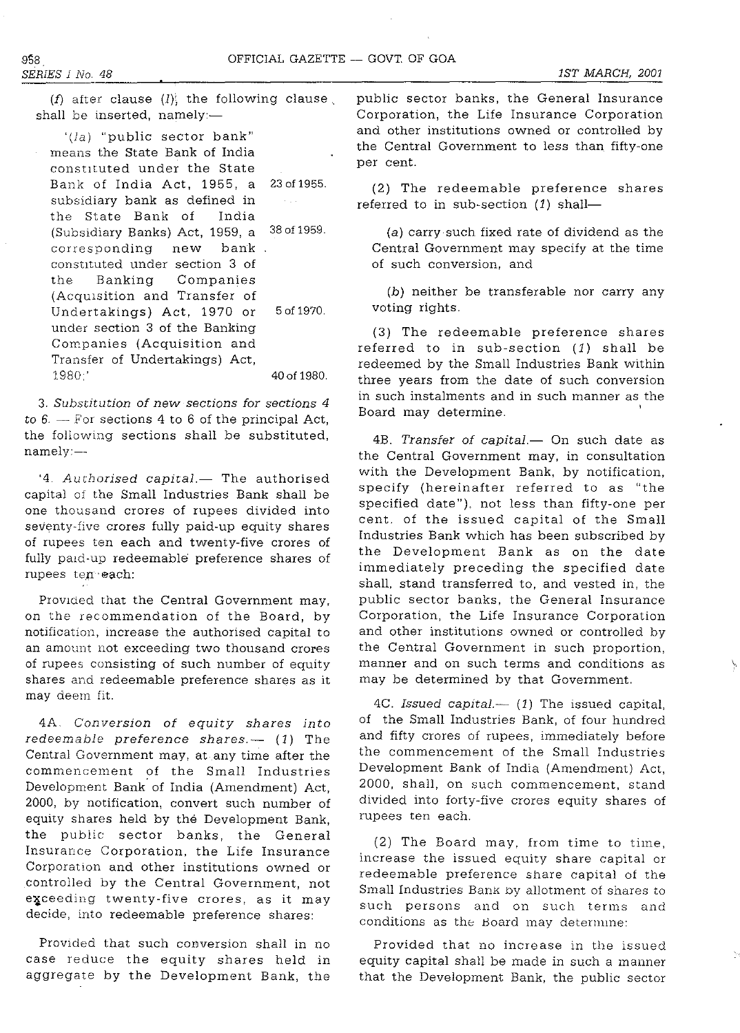(f) after clause (l), the following clause shall be inserted, namely:—

'(la) "public sector bank" means the State Bank of India constituted under the State Bank of India Act, 1955, a subsidiary bank as defined in the State Bank of India (Subsidiary Banks) Act, 1959, a corresponding new bank constituted under section 3 of the Banking Companies (Acquisition and Transfer of Undertakings) Act, 1970 or under section 3 of the Banking Companies (Acquisition and Transfer of Undertakings) Act, 1980;'

23 of 1955.
38 of 1959.
5 of 1970.
40 of 1980.

3. *Substitution of new sections for sections 4 to 6.* — For sections 4 to 6 of the principal Act, the following sections shall be substituted, namely:—

'4. *Authorised capital.*— The authorised capital of the Small Industries Bank shall be one thousand crores of rupees divided into seventy-five crores fully paid-up equity shares of rupees ten each and twenty-five crores of fully paid-up redeemable preference shares of rupees ten each:

Provided that the Central Government may, on the recommendation of the Board, by notification, increase the authorised capital to an amount not exceeding two thousand crores of rupees consisting of such number of equity shares and redeemable preference shares as it may deem fit.

4A. *Conversion of equity shares into redeemable preference shares.*— (1) The Central Government may, at any time after the commencement of the Small Industries Development Bank of India (Amendment) Act, 2000, by notification, convert such number of equity shares held by the Development Bank, the public sector banks, the General Insurance Corporation, the Life Insurance Corporation and other institutions owned or controlled by the Central Government, not exceeding twenty-five crores, as it may decide, into redeemable preference shares:

Provided that such conversion shall in no case reduce the equity shares held in aggregate by the Development Bank, the public sector banks, the General Insurance Corporation, the Life Insurance Corporation and other institutions owned or controlled by the Central Government to less than fifty-one per cent.

(2) The redeemable preference shares referred to in sub-section (1) shall—

(a) carry such fixed rate of dividend as the Central Government may specify at the time of such conversion, and

(b) neither be transferable nor carry any voting rights.

(3) The redeemable preference shares referred to in sub-section (1) shall be redeemed by the Small Industries Bank within three years from the date of such conversion in such instalments and in such manner as the Board may determine.

4B. *Transfer of capital.*— On such date as the Central Government may, in consultation with the Development Bank, by notification, specify (hereinafter referred to as "the specified date"), not less than fifty-one per cent. of the issued capital of the Small Industries Bank which has been subscribed by the Development Bank as on the date immediately preceding the specified date shall, stand transferred to, and vested in, the public sector banks, the General Insurance Corporation, the Life Insurance Corporation and other institutions owned or controlled by the Central Government in such proportion, manner and on such terms and conditions as may be determined by that Government.

4C. *Issued capital.*— (1) The issued capital, of the Small Industries Bank, of four hundred and fifty crores of rupees, immediately before the commencement of the Small Industries Development Bank of India (Amendment) Act, 2000, shall, on such commencement, stand divided into forty-five crores equity shares of rupees ten each.

(2) The Board may, from time to time, increase the issued equity share capital or redeemable preference share capital of the Small Industries Bank by allotment of shares to such persons and on such terms and conditions as the Board may determine:

Provided that no increase in the issued equity capital shall be made in such a manner that the Development Bank, the public sector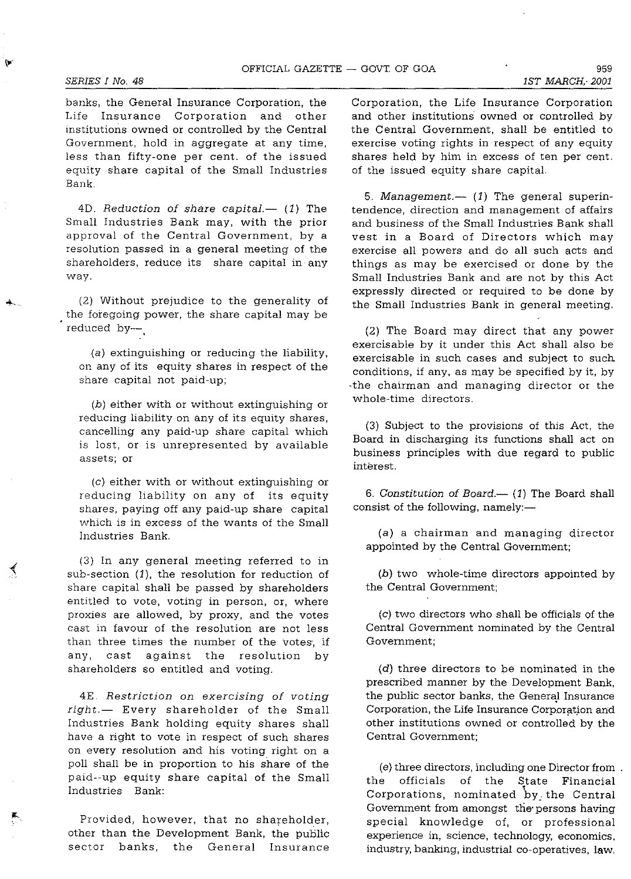banks, the General Insurance Corporation, the Life Insurance Corporation and other institutions owned or controlled by the Central Government, hold in aggregate at any time, less than fifty-one per cent. of the issued equity share capital of the Small Industries Bank.

4D. *Reduction of share capital.*— (*1*) The Small Industries Bank may, with the prior approval of the Central Government, by a resolution passed in a general meeting of the shareholders, reduce its share capital in any way.

(2) Without prejudice to the generality of the foregoing power, the share capital may be reduced by—

(*a*) extinguishing or reducing the liability, on any of its equity shares in respect of the share capital not paid-up;

(*b*) either with or without extinguishing or reducing liability on any of its equity shares, cancelling any paid-up share capital which is lost, or is unrepresented by available assets; or

(*c*) either with or without extinguishing or reducing liability on any of its equity shares, paying off any paid-up share capital which is in excess of the wants of the Small Industries Bank.

(3) In any general meeting referred to in sub-section (*1*), the resolution for reduction of share capital shall be passed by shareholders entitled to vote, voting in person, or, where proxies are allowed, by proxy, and the votes cast in favour of the resolution are not less than three times the number of the votes, if any, cast against the resolution by shareholders so entitled and voting.

4E. *Restriction on exercising of voting right.*— Every shareholder of the Small Industries Bank holding equity shares shall have a right to vote in respect of such shares on every resolution and his voting right on a poll shall be in proportion to his share of the paid-up equity share capital of the Small Industries Bank:

Provided, however, that no shareholder, other than the Development Bank, the public sector banks, the General Insurance Corporation, the Life Insurance Corporation and other institutions owned or controlled by the Central Government, shall be entitled to exercise voting rights in respect of any equity shares held by him in excess of ten per cent. of the issued equity share capital.

5. *Management.*— (*1*) The general superintendence, direction and management of affairs and business of the Small Industries Bank shall vest in a Board of Directors which may exercise all powers and do all such acts and things as may be exercised or done by the Small Industries Bank and are not by this Act expressly directed or required to be done by the Small Industries Bank in general meeting.

(2) The Board may direct that any power exercisable by it under this Act shall also be exercisable in such cases and subject to such conditions, if any, as may be specified by it, by the chairman and managing director or the whole-time directors.

(3) Subject to the provisions of this Act, the Board in discharging its functions shall act on business principles with due regard to public interest.

6. *Constitution of Board.*— (*1*) The Board shall consist of the following, namely:—

(*a*) a chairman and managing director appointed by the Central Government;

(*b*) two whole-time directors appointed by the Central Government;

(*c*) two directors who shall be officials of the Central Government nominated by the Central Government;

(*d*) three directors to be nominated in the prescribed manner by the Development Bank, the public sector banks, the General Insurance Corporation, the Life Insurance Corporation and other institutions owned or controlled by the Central Government;

(*e*) three directors, including one Director from the officials of the State Financial Corporations, nominated by the Central Government from amongst the persons having special knowledge of, or professional experience in, science, technology, economics, industry, banking, industrial co-operatives, law,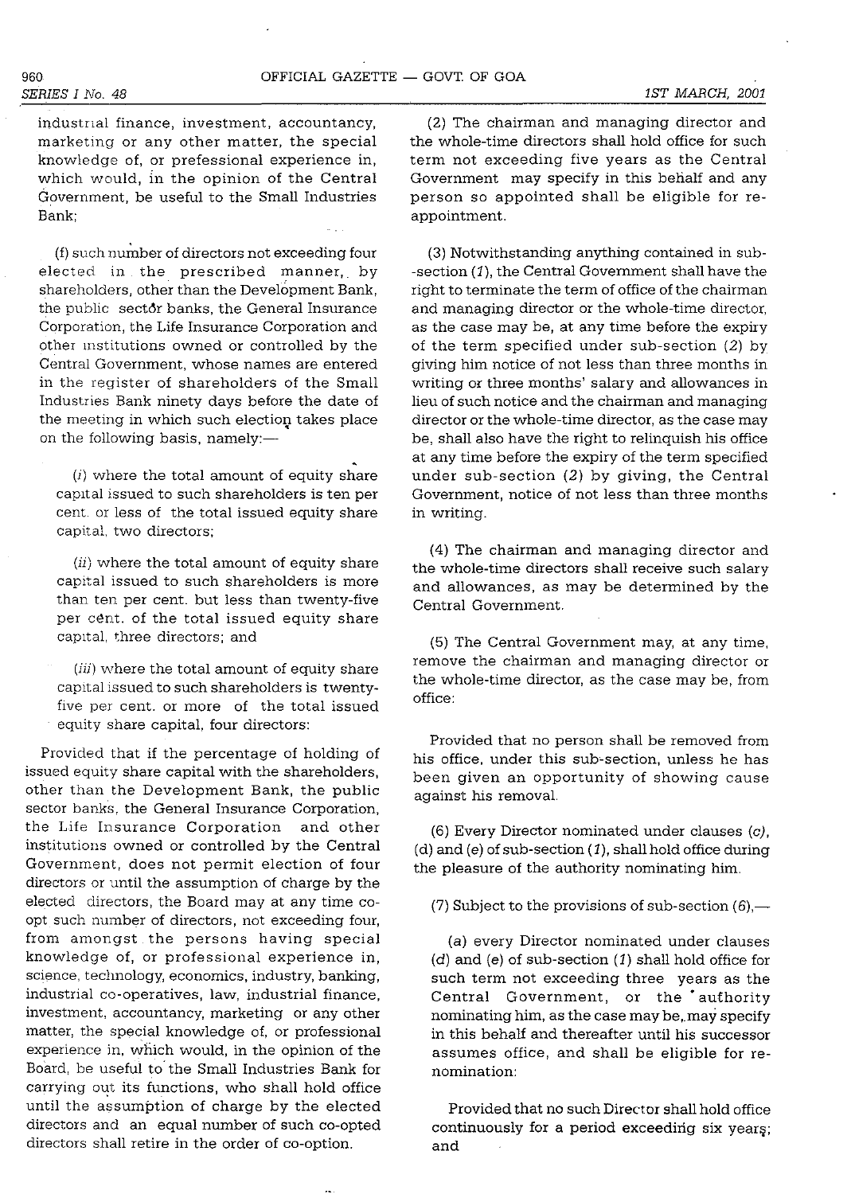industrial finance, investment, accountancy, marketing or any other matter, the special knowledge of, or prefessional experience in, which would, in the opinion of the Central Government, be useful to the Small Industries Bank;

(f) such number of directors not exceeding four elected in the prescribed manner, by shareholders, other than the Development Bank, the public sector banks, the General Insurance Corporation, the Life Insurance Corporation and other institutions owned or controlled by the Central Government, whose names are entered in the register of shareholders of the Small Industries Bank ninety days before the date of the meeting in which such election takes place on the following basis, namely:—

(*i*) where the total amount of equity share capital issued to such shareholders is ten per cent. or less of the total issued equity share capital, two directors;

(*ii*) where the total amount of equity share capital issued to such shareholders is more than ten per cent. but less than twenty-five per cent. of the total issued equity share capital, three directors; and

(*iii*) where the total amount of equity share capital issued to such shareholders is twenty-five per cent. or more of the total issued equity share capital, four directors:

Provided that if the percentage of holding of issued equity share capital with the shareholders, other than the Development Bank, the public sector banks, the General Insurance Corporation, the Life Insurance Corporation and other institutions owned or controlled by the Central Government, does not permit election of four directors or until the assumption of charge by the elected directors, the Board may at any time co-opt such number of directors, not exceeding four, from amongst the persons having special knowledge of, or professional experience in, science, technology, economics, industry, banking, industrial co-operatives, law, industrial finance, investment, accountancy, marketing or any other matter, the special knowledge of, or professional experience in, which would, in the opinion of the Board, be useful to the Small Industries Bank for carrying out its functions, who shall hold office until the assumption of charge by the elected directors and an equal number of such co-opted directors shall retire in the order of co-option.

(2) The chairman and managing director and the whole-time directors shall hold office for such term not exceeding five years as the Central Government may specify in this behalf and any person so appointed shall be eligible for re-appointment.

(3) Notwithstanding anything contained in sub-section (*1*), the Central Government shall have the right to terminate the term of office of the chairman and managing director or the whole-time director, as the case may be, at any time before the expiry of the term specified under sub-section (*2*) by giving him notice of not less than three months in writing or three months' salary and allowances in lieu of such notice and the chairman and managing director or the whole-time director, as the case may be, shall also have the right to relinquish his office at any time before the expiry of the term specified under sub-section (*2*) by giving, the Central Government, notice of not less than three months in writing.

(4) The chairman and managing director and the whole-time directors shall receive such salary and allowances, as may be determined by the Central Government.

(5) The Central Government may, at any time, remove the chairman and managing director or the whole-time director, as the case may be, from office:

Provided that no person shall be removed from his office, under this sub-section, unless he has been given an opportunity of showing cause against his removal.

(6) Every Director nominated under clauses (*c*), (*d*) and (*e*) of sub-section (*1*), shall hold office during the pleasure of the authority nominating him.

(7) Subject to the provisions of sub-section (*6*),—

(*a*) every Director nominated under clauses (*d*) and (*e*) of sub-section (*1*) shall hold office for such term not exceeding three years as the Central Government, or the authority nominating him, as the case may be, may specify in this behalf and thereafter until his successor assumes office, and shall be eligible for re-nomination:

Provided that no such Director shall hold office continuously for a period exceeding six years; and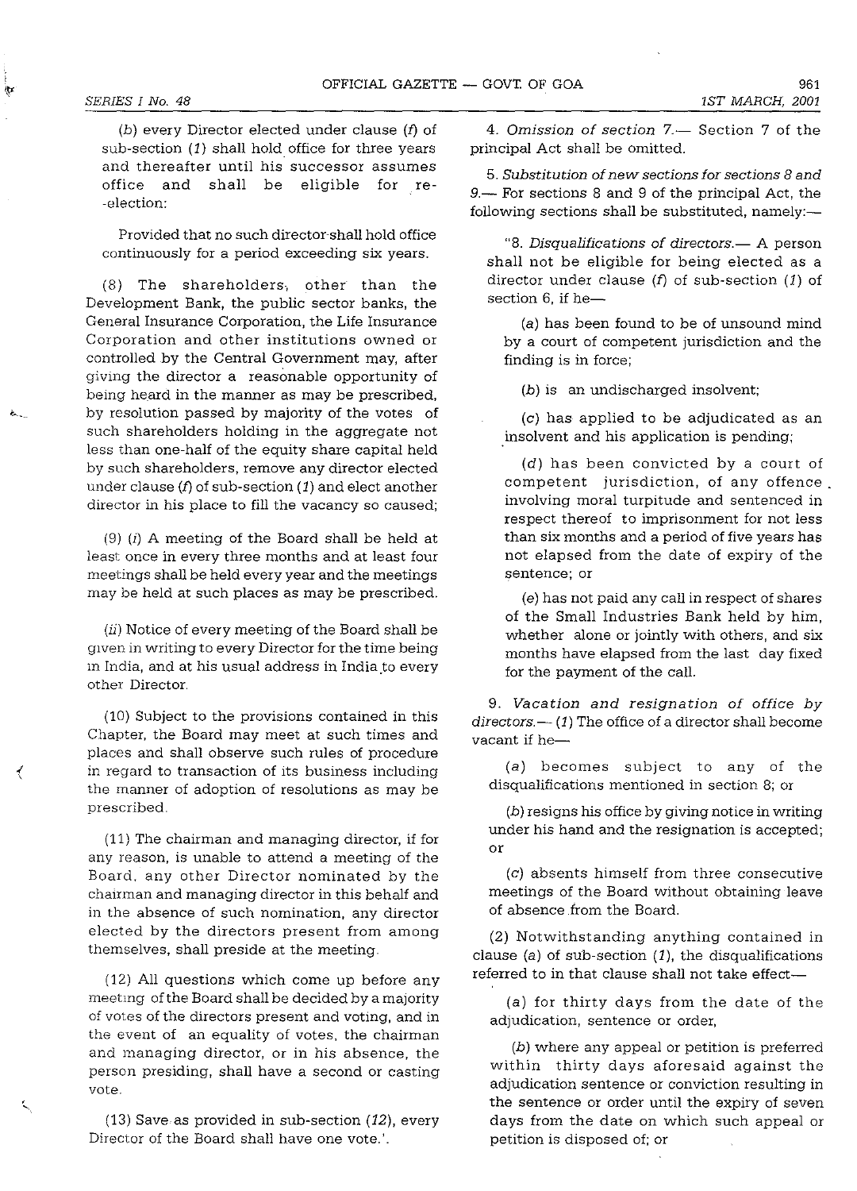(b) every Director elected under clause (f) of sub-section (1) shall hold office for three years and thereafter until his successor assumes office and shall be eligible for re-election:

Provided that no such director shall hold office continuously for a period exceeding six years.

(8) The shareholders, other than the Development Bank, the public sector banks, the General Insurance Corporation, the Life Insurance Corporation and other institutions owned or controlled by the Central Government may, after giving the director a reasonable opportunity of being heard in the manner as may be prescribed, by resolution passed by majority of the votes of such shareholders holding in the aggregate not less than one-half of the equity share capital held by such shareholders, remove any director elected under clause (f) of sub-section (1) and elect another director in his place to fill the vacancy so caused;

(9) (i) A meeting of the Board shall be held at least once in every three months and at least four meetings shall be held every year and the meetings may be held at such places as may be prescribed.

(ii) Notice of every meeting of the Board shall be given in writing to every Director for the time being in India, and at his usual address in India to every other Director.

(10) Subject to the provisions contained in this Chapter, the Board may meet at such times and places and shall observe such rules of procedure in regard to transaction of its business including the manner of adoption of resolutions as may be prescribed.

(11) The chairman and managing director, if for any reason, is unable to attend a meeting of the Board, any other Director nominated by the chairman and managing director in this behalf and in the absence of such nomination, any director elected by the directors present from among themselves, shall preside at the meeting.

(12) All questions which come up before any meeting of the Board shall be decided by a majority of votes of the directors present and voting, and in the event of an equality of votes, the chairman and managing director, or in his absence, the person presiding, shall have a second or casting vote.

(13) Save as provided in sub-section (12), every Director of the Board shall have one vote.'.

4. *Omission of section 7.*— Section 7 of the principal Act shall be omitted.

5. *Substitution of new sections for sections 8 and 9.*— For sections 8 and 9 of the principal Act, the following sections shall be substituted, namely:—

"8. *Disqualifications of directors.*— A person shall not be eligible for being elected as a director under clause (f) of sub-section (1) of section 6, if he—

(a) has been found to be of unsound mind by a court of competent jurisdiction and the finding is in force;

(b) is an undischarged insolvent;

(c) has applied to be adjudicated as an insolvent and his application is pending;

(d) has been convicted by a court of competent jurisdiction, of any offence involving moral turpitude and sentenced in respect thereof to imprisonment for not less than six months and a period of five years has not elapsed from the date of expiry of the sentence; or

(e) has not paid any call in respect of shares of the Small Industries Bank held by him, whether alone or jointly with others, and six months have elapsed from the last day fixed for the payment of the call.

9. *Vacation and resignation of office by directors.*— (1) The office of a director shall become vacant if he—

(a) becomes subject to any of the disqualifications mentioned in section 8; or

(b) resigns his office by giving notice in writing under his hand and the resignation is accepted; or

(c) absents himself from three consecutive meetings of the Board without obtaining leave of absence from the Board.

(2) Notwithstanding anything contained in clause (a) of sub-section (1), the disqualifications referred to in that clause shall not take effect—

(a) for thirty days from the date of the adjudication, sentence or order,

(b) where any appeal or petition is preferred within thirty days aforesaid against the adjudication sentence or conviction resulting in the sentence or order until the expiry of seven days from the date on which such appeal or petition is disposed of; or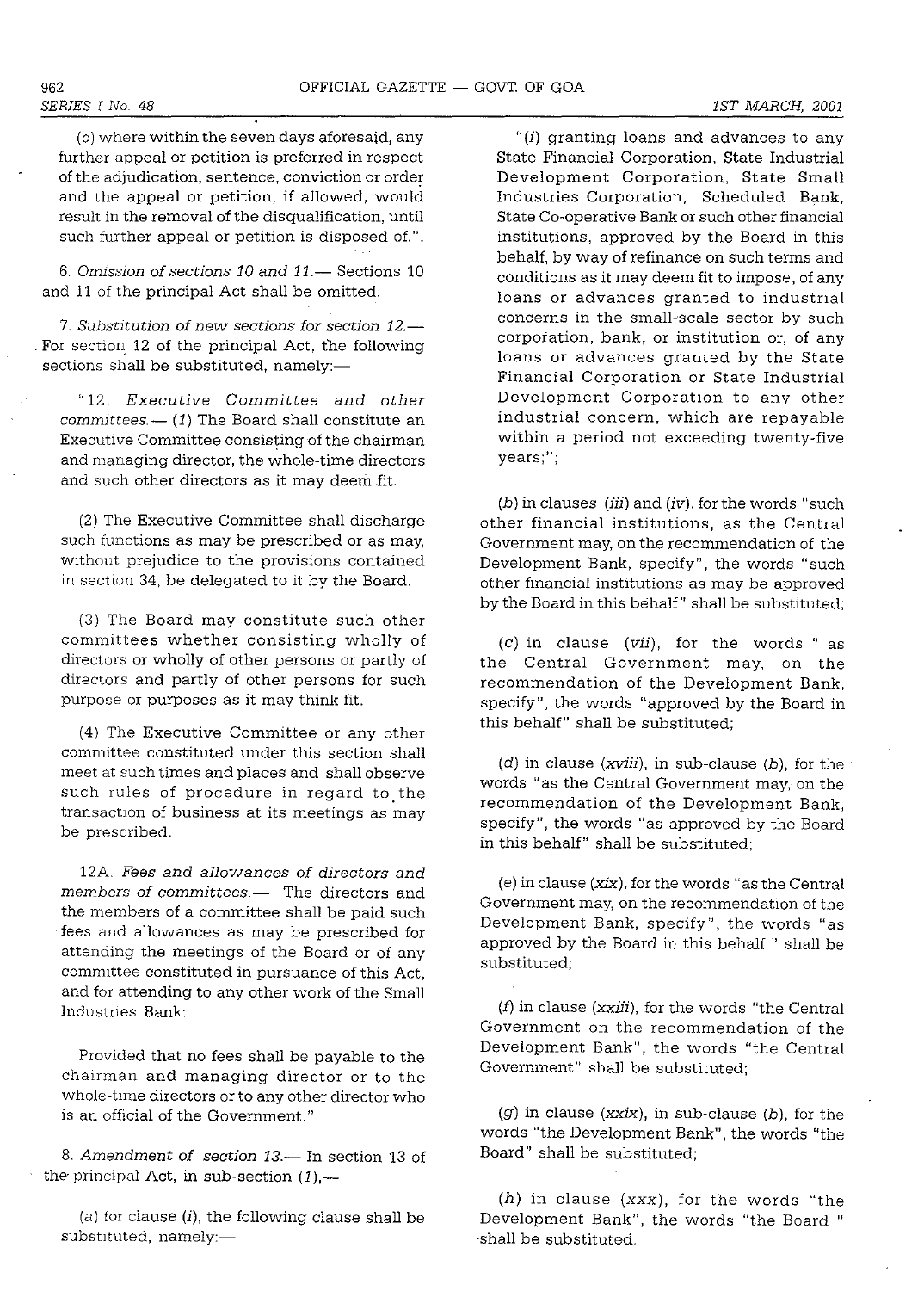(c) where within the seven days aforesaid, any further appeal or petition is preferred in respect of the adjudication, sentence, conviction or order and the appeal or petition, if allowed, would result in the removal of the disqualification, until such further appeal or petition is disposed of.".

6. *Omission of sections 10 and 11.*— Sections 10 and 11 of the principal Act shall be omitted.

7. *Substitution of new sections for section 12.*— For section 12 of the principal Act, the following sections shall be substituted, namely:—

"12. *Executive Committee and other committees.*— (1) The Board shall constitute an Executive Committee consisting of the chairman and managing director, the whole-time directors and such other directors as it may deem fit.

(2) The Executive Committee shall discharge such functions as may be prescribed or as may, without prejudice to the provisions contained in section 34, be delegated to it by the Board.

(3) The Board may constitute such other committees whether consisting wholly of directors or wholly of other persons or partly of directors and partly of other persons for such purpose or purposes as it may think fit.

(4) The Executive Committee or any other committee constituted under this section shall meet at such times and places and shall observe such rules of procedure in regard to the transaction of business at its meetings as may be prescribed.

12A. *Fees and allowances of directors and members of committees.*— The directors and the members of a committee shall be paid such fees and allowances as may be prescribed for attending the meetings of the Board or of any committee constituted in pursuance of this Act, and for attending to any other work of the Small Industries Bank:

Provided that no fees shall be payable to the chairman and managing director or to the whole-time directors or to any other director who is an official of the Government.".

8. *Amendment of section 13.*— In section 13 of the principal Act, in sub-section (1),—

(a) for clause (i), the following clause shall be substituted, namely:—

"(i) granting loans and advances to any State Financial Corporation, State Industrial Development Corporation, State Small Industries Corporation, Scheduled Bank, State Co-operative Bank or such other financial institutions, approved by the Board in this behalf, by way of refinance on such terms and conditions as it may deem fit to impose, of any loans or advances granted to industrial concerns in the small-scale sector by such corporation, bank, or institution or, of any loans or advances granted by the State Financial Corporation or State Industrial Development Corporation to any other industrial concern, which are repayable within a period not exceeding twenty-five years;";

(b) in clauses (*iii*) and (*iv*), for the words "such other financial institutions, as the Central Government may, on the recommendation of the Development Bank, specify", the words "such other financial institutions as may be approved by the Board in this behalf" shall be substituted;

(c) in clause (*vii*), for the words " as the Central Government may, on the recommendation of the Development Bank, specify", the words "approved by the Board in this behalf" shall be substituted;

(d) in clause (*xviii*), in sub-clause (b), for the words "as the Central Government may, on the recommendation of the Development Bank, specify", the words "as approved by the Board in this behalf" shall be substituted;

(e) in clause (*xix*), for the words "as the Central Government may, on the recommendation of the Development Bank, specify", the words "as approved by the Board in this behalf " shall be substituted;

(f) in clause (*xxiii*), for the words "the Central Government on the recommendation of the Development Bank", the words "the Central Government" shall be substituted;

(g) in clause (*xxix*), in sub-clause (b), for the words "the Development Bank", the words "the Board" shall be substituted;

(h) in clause (*xxx*), for the words "the Development Bank", the words "the Board " shall be substituted.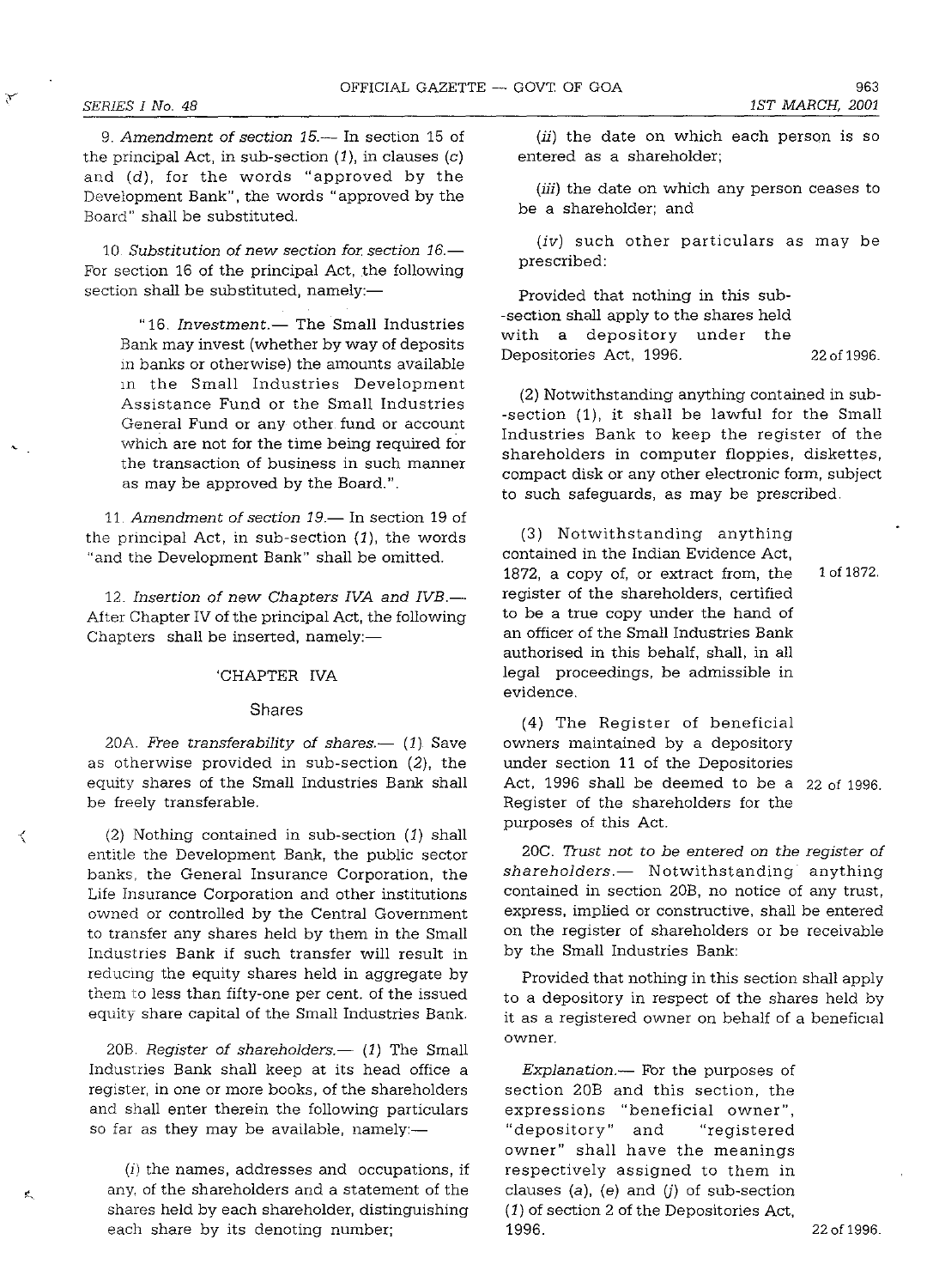9. *Amendment of section 15.*— In section 15 of the principal Act, in sub-section *(1)*, in clauses *(c)* and *(d)*, for the words "approved by the Development Bank", the words "approved by the Board" shall be substituted.

10. *Substitution of new section for section 16.*— For section 16 of the principal Act, the following section shall be substituted, namely:—

"16. *Investment.*— The Small Industries Bank may invest (whether by way of deposits in banks or otherwise) the amounts available in the Small Industries Development Assistance Fund or the Small Industries General Fund or any other fund or account which are not for the time being required for the transaction of business in such manner as may be approved by the Board.".

11. *Amendment of section 19.*— In section 19 of the principal Act, in sub-section *(1)*, the words "and the Development Bank" shall be omitted.

12. *Insertion of new Chapters IVA and IVB.*— After Chapter IV of the principal Act, the following Chapters shall be inserted, namely:—

'CHAPTER IVA

Shares

20A. *Free transferability of shares.*— *(1)* Save as otherwise provided in sub-section *(2)*, the equity shares of the Small Industries Bank shall be freely transferable.

(2) Nothing contained in sub-section *(1)* shall entitle the Development Bank, the public sector banks, the General Insurance Corporation, the Life Insurance Corporation and other institutions owned or controlled by the Central Government to transfer any shares held by them in the Small Industries Bank if such transfer will result in reducing the equity shares held in aggregate by them to less than fifty-one per cent. of the issued equity share capital of the Small Industries Bank.

20B. *Register of shareholders.*— *(1)* The Small Industries Bank shall keep at its head office a register, in one or more books, of the shareholders and shall enter therein the following particulars so far as they may be available, namely:—

*(i)* the names, addresses and occupations, if any, of the shareholders and a statement of the shares held by each shareholder, distinguishing each share by its denoting number;

*(ii)* the date on which each person is so entered as a shareholder;

*(iii)* the date on which any person ceases to be a shareholder; and

*(iv)* such other particulars as may be prescribed:

Provided that nothing in this sub-section shall apply to the shares held with a depository under the Depositories Act, 1996. 22 of 1996.

(2) Notwithstanding anything contained in sub-section (1), it shall be lawful for the Small Industries Bank to keep the register of the shareholders in computer floppies, diskettes, compact disk or any other electronic form, subject to such safeguards, as may be prescribed.

(3) Notwithstanding anything contained in the Indian Evidence Act, 1872, a copy of, or extract from, the register of the shareholders, certified to be a true copy under the hand of an officer of the Small Industries Bank authorised in this behalf, shall, in all legal proceedings, be admissible in evidence. 1 of 1872.

(4) The Register of beneficial owners maintained by a depository under section 11 of the Depositories Act, 1996 shall be deemed to be a Register of the shareholders for the purposes of this Act. 22 of 1996.

20C. *Trust not to be entered on the register of shareholders.*— Notwithstanding anything contained in section 20B, no notice of any trust, express, implied or constructive, shall be entered on the register of shareholders or be receivable by the Small Industries Bank:

Provided that nothing in this section shall apply to a depository in respect of the shares held by it as a registered owner on behalf of a beneficial owner.

*Explanation.*— For the purposes of section 20B and this section, the expressions "beneficial owner", "depository" and "registered owner" shall have the meanings respectively assigned to them in clauses (a), (e) and (j) of sub-section (1) of section 2 of the Depositories Act, 1996. 22 of 1996.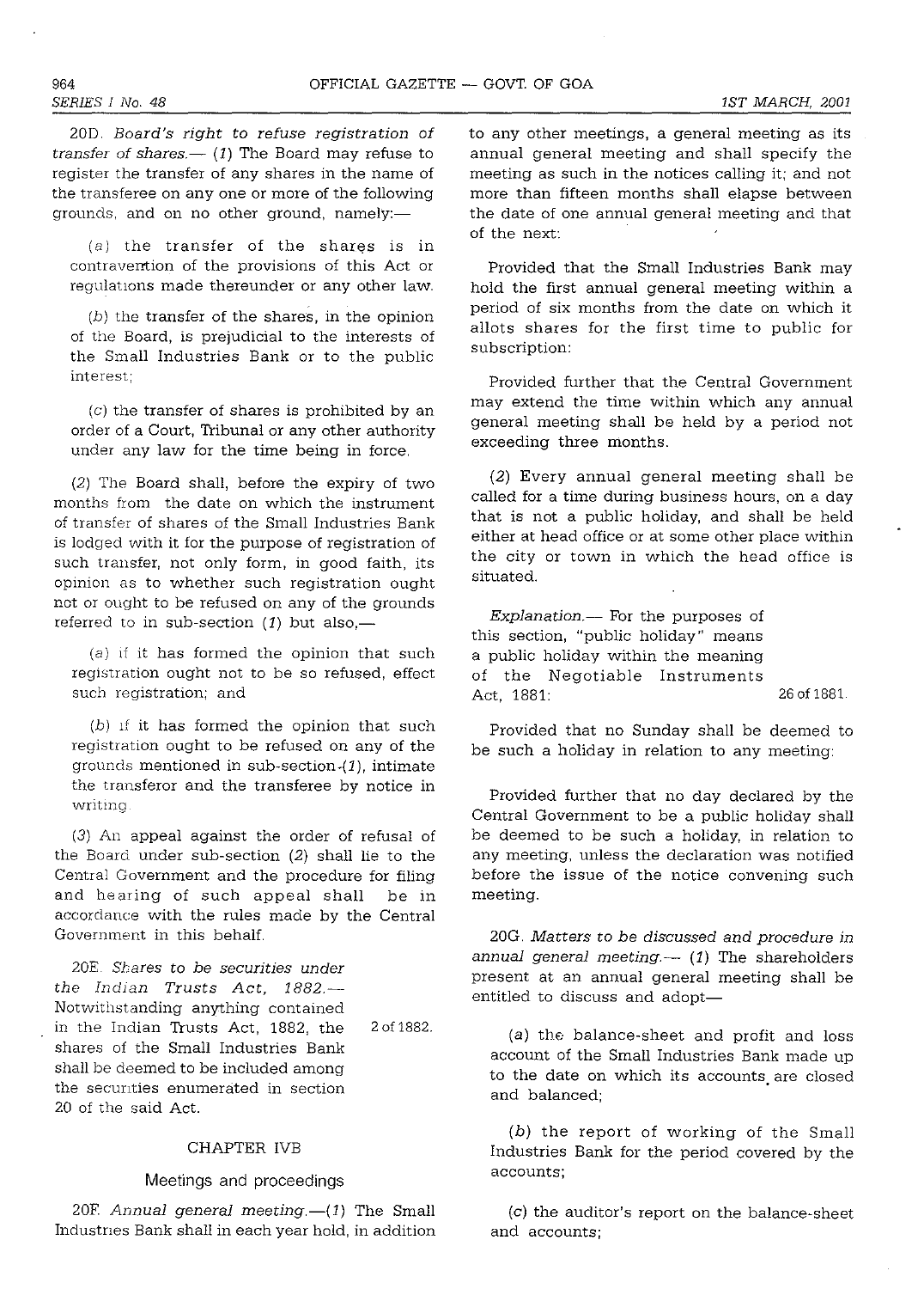20D. *Board's right to refuse registration of transfer of shares.*— (*1*) The Board may refuse to register the transfer of any shares in the name of the transferee on any one or more of the following grounds, and on no other ground, namely:—

(*a*) the transfer of the shares is in contravention of the provisions of this Act or regulations made thereunder or any other law.

(*b*) the transfer of the shares, in the opinion of the Board, is prejudicial to the interests of the Small Industries Bank or to the public interest;

(*c*) the transfer of shares is prohibited by an order of a Court, Tribunal or any other authority under any law for the time being in force.

(*2*) The Board shall, before the expiry of two months from the date on which the instrument of transfer of shares of the Small Industries Bank is lodged with it for the purpose of registration of such transfer, not only form, in good faith, its opinion as to whether such registration ought not or ought to be refused on any of the grounds referred to in sub-section (*1*) but also,—

(*a*) if it has formed the opinion that such registration ought not to be so refused, effect such registration; and

(*b*) if it has formed the opinion that such registration ought to be refused on any of the grounds mentioned in sub-section-(*1*), intimate the transferor and the transferee by notice in writing.

(*3*) An appeal against the order of refusal of the Board under sub-section (*2*) shall lie to the Central Government and the procedure for filing and hearing of such appeal shall be in accordance with the rules made by the Central Government in this behalf.

20E. *Shares to be securities under the Indian Trusts Act, 1882.*— Notwithstanding anything contained in the Indian Trusts Act, 1882, the shares of the Small Industries Bank shall be deemed to be included among the securities enumerated in section 20 of the said Act. — 2 of 1882.

## CHAPTER IVB

### Meetings and proceedings

20F. *Annual general meeting.*—(*1*) The Small Industries Bank shall in each year hold, in addition to any other meetings, a general meeting as its annual general meeting and shall specify the meeting as such in the notices calling it; and not more than fifteen months shall elapse between the date of one annual general meeting and that of the next:

Provided that the Small Industries Bank may hold the first annual general meeting within a period of six months from the date on which it allots shares for the first time to public for subscription:

Provided further that the Central Government may extend the time within which any annual general meeting shall be held by a period not exceeding three months.

(*2*) Every annual general meeting shall be called for a time during business hours, on a day that is not a public holiday, and shall be held either at head office or at some other place within the city or town in which the head office is situated.

*Explanation.*— For the purposes of this section, "public holiday" means a public holiday within the meaning of the Negotiable Instruments Act, 1881: — 26 of 1881.

Provided that no Sunday shall be deemed to be such a holiday in relation to any meeting:

Provided further that no day declared by the Central Government to be a public holiday shall be deemed to be such a holiday, in relation to any meeting, unless the declaration was notified before the issue of the notice convening such meeting.

20G. *Matters to be discussed and procedure in annual general meeting.*— (*1*) The shareholders present at an annual general meeting shall be entitled to discuss and adopt—

(*a*) the balance-sheet and profit and loss account of the Small Industries Bank made up to the date on which its accounts are closed and balanced;

(*b*) the report of working of the Small Industries Bank for the period covered by the accounts;

(*c*) the auditor's report on the balance-sheet and accounts;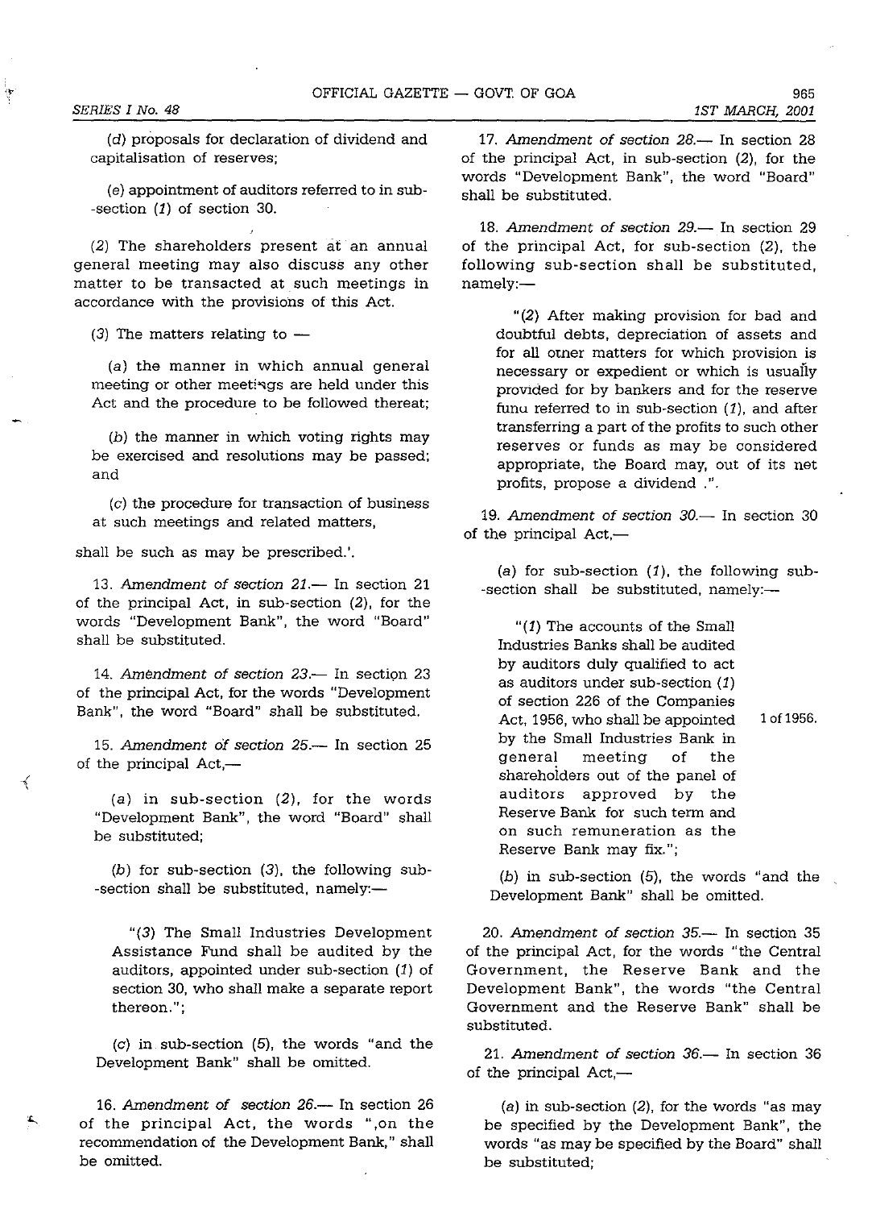(d) proposals for declaration of dividend and capitalisation of reserves;

(e) appointment of auditors referred to in sub-section (1) of section 30.

(2) The shareholders present at an annual general meeting may also discuss any other matter to be transacted at such meetings in accordance with the provisions of this Act.

(3) The matters relating to —

(a) the manner in which annual general meeting or other meetings are held under this Act and the procedure to be followed thereat;

(b) the manner in which voting rights may be exercised and resolutions may be passed; and

(c) the procedure for transaction of business at such meetings and related matters,

shall be such as may be prescribed.'.

13. *Amendment of section 21.*— In section 21 of the principal Act, in sub-section (2), for the words "Development Bank", the word "Board" shall be substituted.

14. *Amendment of section 23.*— In section 23 of the principal Act, for the words "Development Bank", the word "Board" shall be substituted.

15. *Amendment of section 25.*— In section 25 of the principal Act,—

(a) in sub-section (2), for the words "Development Bank", the word "Board" shall be substituted;

(b) for sub-section (3), the following sub-section shall be substituted, namely:—

"(3) The Small Industries Development Assistance Fund shall be audited by the auditors, appointed under sub-section (1) of section 30, who shall make a separate report thereon.";

(c) in sub-section (5), the words "and the Development Bank" shall be omitted.

16. *Amendment of section 26.*— In section 26 of the principal Act, the words ",on the recommendation of the Development Bank," shall be omitted.

17. *Amendment of section 28.*— In section 28 of the principal Act, in sub-section (2), for the words "Development Bank", the word "Board" shall be substituted.

18. *Amendment of section 29.*— In section 29 of the principal Act, for sub-section (2), the following sub-section shall be substituted, namely:—

"(2) After making provision for bad and doubtful debts, depreciation of assets and for all other matters for which provision is necessary or expedient or which is usually provided for by bankers and for the reserve fund referred to in sub-section (1), and after transferring a part of the profits to such other reserves or funds as may be considered appropriate, the Board may, out of its net profits, propose a dividend .".

19. *Amendment of section 30.*— In section 30 of the principal Act,—

(a) for sub-section (1), the following sub-section shall be substituted, namely:—

"(1) The accounts of the Small Industries Banks shall be audited by auditors duly qualified to act as auditors under sub-section (1) of section 226 of the Companies Act, 1956, who shall be appointed by the Small Industries Bank in general meeting of the shareholders out of the panel of auditors approved by the Reserve Bank for such term and on such remuneration as the Reserve Bank may fix."; 1 of 1956.

(b) in sub-section (5), the words "and the Development Bank" shall be omitted.

20. *Amendment of section 35.*— In section 35 of the principal Act, for the words "the Central Government, the Reserve Bank and the Development Bank", the words "the Central Government and the Reserve Bank" shall be substituted.

21. *Amendment of section 36.*— In section 36 of the principal Act,—

(a) in sub-section (2), for the words "as may be specified by the Development Bank", the words "as may be specified by the Board" shall be substituted;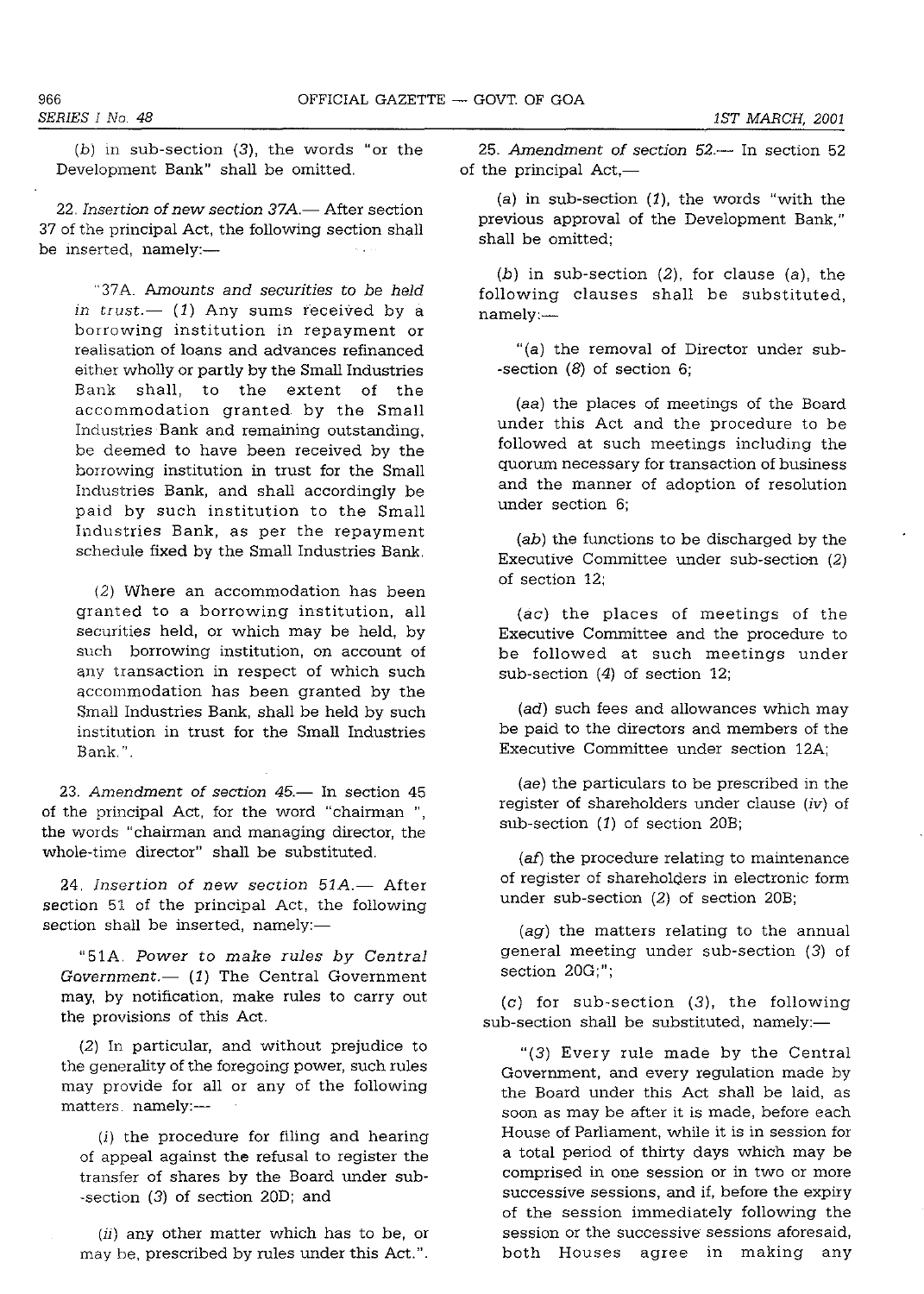(*b*) in sub-section (*3*), the words "or the Development Bank" shall be omitted.

22. *Insertion of new section 37A.*— After section 37 of the principal Act, the following section shall be inserted, namely:—

> "37A. *Amounts and securities to be held in trust.*— (*1*) Any sums received by a borrowing institution in repayment or realisation of loans and advances refinanced either wholly or partly by the Small Industries Bank shall, to the extent of the accommodation granted by the Small Industries Bank and remaining outstanding, be deemed to have been received by the borrowing institution in trust for the Small Industries Bank, and shall accordingly be paid by such institution to the Small Industries Bank, as per the repayment schedule fixed by the Small Industries Bank.
>
> (*2*) Where an accommodation has been granted to a borrowing institution, all securities held, or which may be held, by such borrowing institution, on account of any transaction in respect of which such accommodation has been granted by the Small Industries Bank, shall be held by such institution in trust for the Small Industries Bank.".

23. *Amendment of section 45.*— In section 45 of the principal Act, for the word "chairman ", the words "chairman and managing director, the whole-time director" shall be substituted.

24. *Insertion of new section 51A.*— After section 51 of the principal Act, the following section shall be inserted, namely:—

> "51A. *Power to make rules by Central Government.*— (*1*) The Central Government may, by notification, make rules to carry out the provisions of this Act.
>
> (*2*) In particular, and without prejudice to the generality of the foregoing power, such rules may provide for all or any of the following matters, namely:—
>
> (*i*) the procedure for filing and hearing of appeal against the refusal to register the transfer of shares by the Board under sub-section (*3*) of section 20D; and
>
> (*ii*) any other matter which has to be, or may be, prescribed by rules under this Act.".

25. *Amendment of section 52.*— In section 52 of the principal Act,—

(*a*) in sub-section (*1*), the words "with the previous approval of the Development Bank," shall be omitted;

(*b*) in sub-section (*2*), for clause (*a*), the following clauses shall be substituted, namely:—

> "(*a*) the removal of Director under sub-section (*8*) of section 6;
>
> (*aa*) the places of meetings of the Board under this Act and the procedure to be followed at such meetings including the quorum necessary for transaction of business and the manner of adoption of resolution under section 6;
>
> (*ab*) the functions to be discharged by the Executive Committee under sub-section (*2*) of section 12;
>
> (*ac*) the places of meetings of the Executive Committee and the procedure to be followed at such meetings under sub-section (*4*) of section 12;
>
> (*ad*) such fees and allowances which may be paid to the directors and members of the Executive Committee under section 12A;
>
> (*ae*) the particulars to be prescribed in the register of shareholders under clause (*iv*) of sub-section (*1*) of section 20B;
>
> (*af*) the procedure relating to maintenance of register of shareholders in electronic form under sub-section (*2*) of section 20B;
>
> (*ag*) the matters relating to the annual general meeting under sub-section (*3*) of section 20G;";

(*c*) for sub-section (*3*), the following sub-section shall be substituted, namely:—

> "(*3*) Every rule made by the Central Government, and every regulation made by the Board under this Act shall be laid, as soon as may be after it is made, before each House of Parliament, while it is in session for a total period of thirty days which may be comprised in one session or in two or more successive sessions, and if, before the expiry of the session immediately following the session or the successive sessions aforesaid, both Houses agree in making any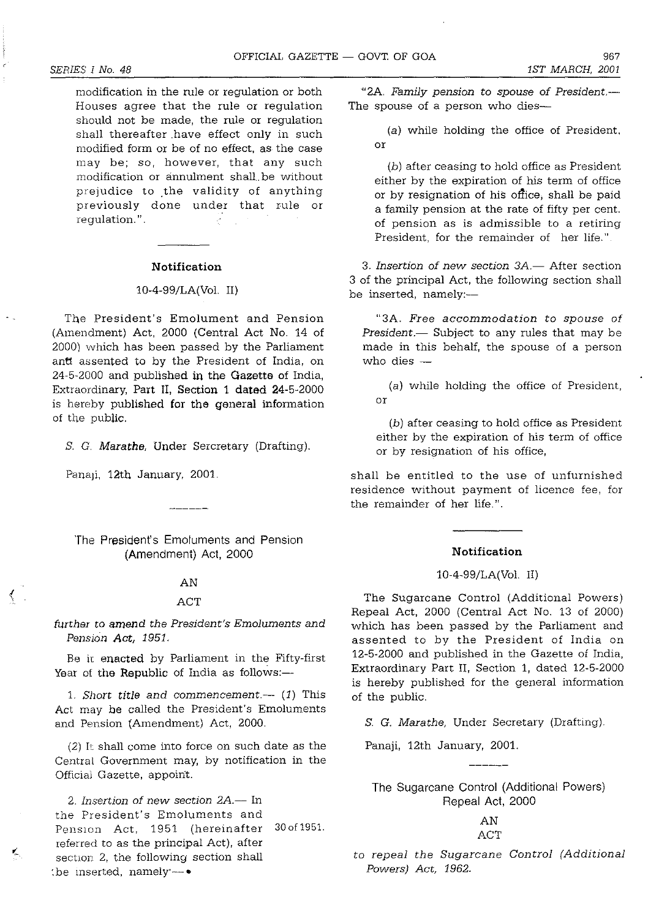modification in the rule or regulation or both Houses agree that the rule or regulation should not be made, the rule or regulation shall thereafter have effect only in such modified form or be of no effect, as the case may be; so, however, that any such modification or annulment shall be without prejudice to the validity of anything previously done under that rule or regulation.".

---

**Notification**

10-4-99/LA(Vol. II)

The President's Emolument and Pension (Amendment) Act, 2000 (Central Act No. 14 of 2000) which has been passed by the Parliament and assented to by the President of India, on 24-5-2000 and published in the Gazette of India, Extraordinary, Part II, Section 1 dated 24-5-2000 is hereby published for the general information of the public.

*S. G. Marathe*, Under Sercretary (Drafting).

Panaji, 12th January, 2001.

---

## The President's Emoluments and Pension (Amendment) Act, 2000

AN

ACT

*further to amend the President's Emoluments and Pension Act, 1951.*

Be it enacted by Parliament in the Fifty-first Year of the Republic of India as follows:—

1. *Short title and commencement.*— (*1*) This Act may be called the President's Emoluments and Pension (Amendment) Act, 2000.

(*2*) It shall come into force on such date as the Central Government may, by notification in the Official Gazette, appoint.

2. *Insertion of new section 2A.*— In the President's Emoluments and Pension Act, 1951 (hereinafter referred to as the principal Act), after section 2, the following section shall be inserted, namely:— [30 of 1951.]

"2A. *Family pension to spouse of President.*— The spouse of a person who dies—

(*a*) while holding the office of President, or

(*b*) after ceasing to hold office as President either by the expiration of his term of office or by resignation of his office, shall be paid a family pension at the rate of fifty per cent. of pension as is admissible to a retiring President, for the remainder of her life.".

3. *Insertion of new section 3A.*— After section 3 of the principal Act, the following section shall be inserted, namely:—

"3A. *Free accommodation to spouse of President.*— Subject to any rules that may be made in this behalf, the spouse of a person who dies —

(*a*) while holding the office of President, or

(*b*) after ceasing to hold office as President either by the expiration of his term of office or by resignation of his office,

shall be entitled to the use of unfurnished residence without payment of licence fee, for the remainder of her life.".

---

**Notification**

10-4-99/LA(Vol. II)

The Sugarcane Control (Additional Powers) Repeal Act, 2000 (Central Act No. 13 of 2000) which has been passed by the Parliament and assented to by the President of India on 12-5-2000 and published in the Gazette of India, Extraordinary Part II, Section 1, dated 12-5-2000 is hereby published for the general information of the public.

*S. G. Marathe*, Under Secretary (Drafting).

Panaji, 12th January, 2001.

---

## The Sugarcane Control (Additional Powers) Repeal Act, 2000

AN

ACT

*to repeal the Sugarcane Control (Additional Powers) Act, 1962.*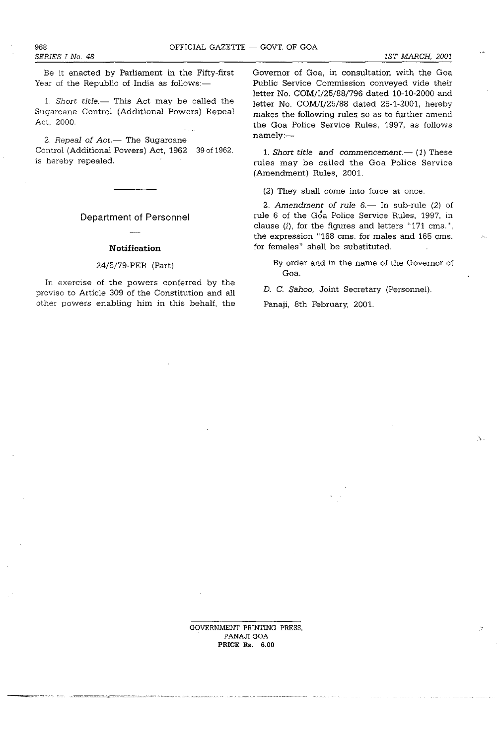Be it enacted by Parliament in the Fifty-first Year of the Republic of India as follows:—

1. *Short title.*— This Act may be called the Sugarcane Control (Additional Powers) Repeal Act, 2000.

2. *Repeal of Act.*— The Sugarcane Control (Additional Powers) Act, 1962 is hereby repealed. 39 of 1962.

---

## Department of Personnel

### Notification

24/5/79-PER (Part)

In exercise of the powers conferred by the proviso to Article 309 of the Constitution and all other powers enabling him in this behalf, the Governor of Goa, in consultation with the Goa Public Service Commission conveyed vide their letter No. COM/I/25/88/796 dated 10-10-2000 and letter No. COM/I/25/88 dated 25-1-2001, hereby makes the following rules so as to further amend the Goa Police Service Rules, 1997, as follows namely:—

1. *Short title and commencement.*— (*1*) These rules may be called the Goa Police Service (Amendment) Rules, 2001.

(*2*) They shall come into force at once.

2. *Amendment of rule 6.*— In sub-rule (*2*) of rule 6 of the Goa Police Service Rules, 1997, in clause (*i*), for the figures and letters "171 cms.", the expression "168 cms. for males and 165 cms. for females" shall be substituted.

By order and in the name of the Governor of Goa.

*D. C. Sahoo,* Joint Secretary (Personnel).

Panaji, 8th February, 2001.

GOVERNMENT PRINTING PRESS,
PANAJI-GOA
**PRICE Rs. 6.00**